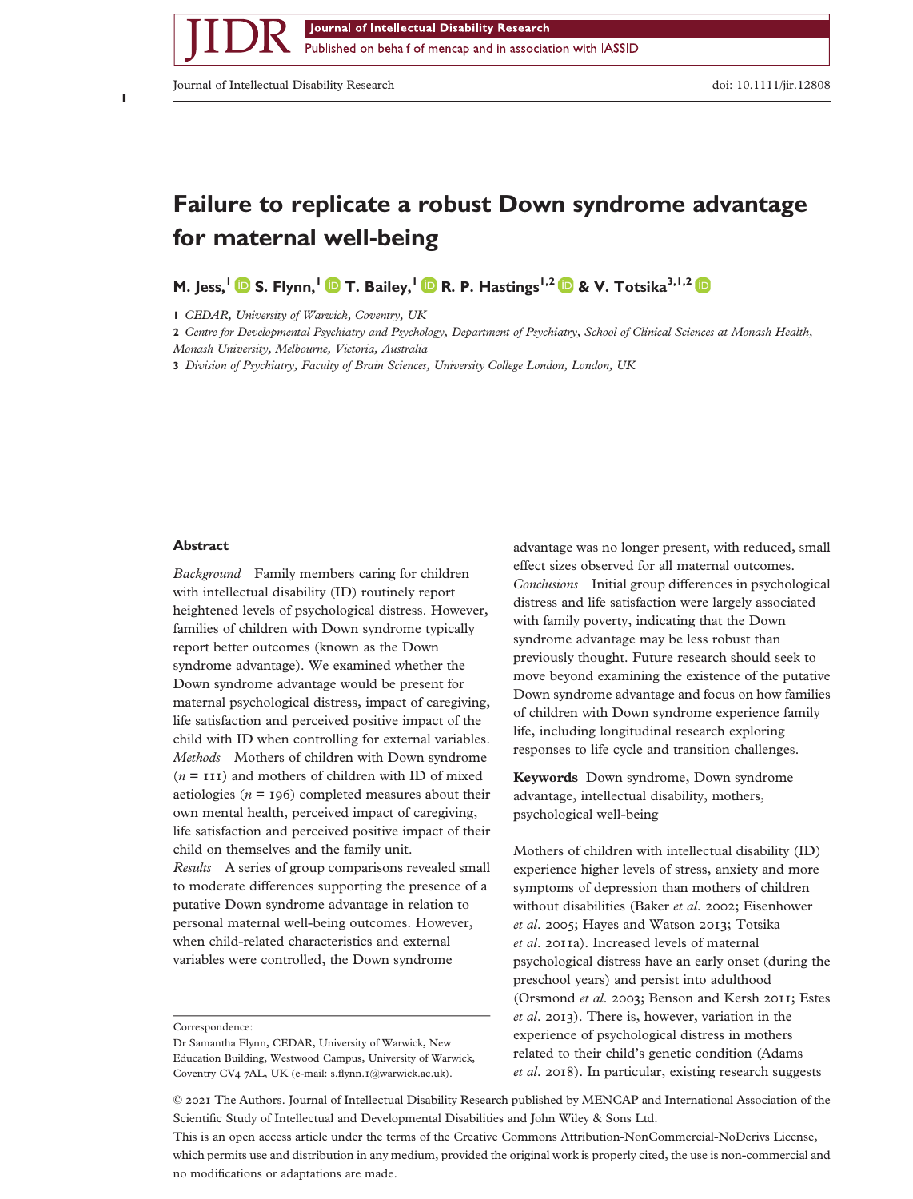# Failure to replicate a robust Down syndrome advantage for maternal well-being

**M. Jess,[1] S. Flynn,[1] T. Bailey,[1] R. P. Hastings[1,2] & V. Totsika[3,1,2]**

1 *CEDAR, University of Warwick, Coventry, UK*

2 *Centre for Developmental Psychiatry and Psychology, Department of Psychiatry, School of Clinical Sciences at Monash Health, Monash University, Melbourne, Victoria, Australia*

3 *Division of Psychiatry, Faculty of Brain Sciences, University College London, London, UK*

## Abstract

*Background* Family members caring for children with intellectual disability (ID) routinely report heightened levels of psychological distress. However, families of children with Down syndrome typically report better outcomes (known as the Down syndrome advantage). We examined whether the Down syndrome advantage would be present for maternal psychological distress, impact of caregiving, life satisfaction and perceived positive impact of the child with ID when controlling for external variables.

*Methods* Mothers of children with Down syndrome ($n$ = 111) and mothers of children with ID of mixed aetiologies ($n$ = 196) completed measures about their own mental health, perceived impact of caregiving, life satisfaction and perceived positive impact of their child on themselves and the family unit.

*Results* A series of group comparisons revealed small to moderate differences supporting the presence of a putative Down syndrome advantage in relation to personal maternal well-being outcomes. However, when child-related characteristics and external variables were controlled, the Down syndrome advantage was no longer present, with reduced, small effect sizes observed for all maternal outcomes.

*Conclusions* Initial group differences in psychological distress and life satisfaction were largely associated with family poverty, indicating that the Down syndrome advantage may be less robust than previously thought. Future research should seek to move beyond examining the existence of the putative Down syndrome advantage and focus on how families of children with Down syndrome experience family life, including longitudinal research exploring responses to life cycle and transition challenges.

**Keywords** Down syndrome, Down syndrome advantage, intellectual disability, mothers, psychological well-being

Mothers of children with intellectual disability (ID) experience higher levels of stress, anxiety and more symptoms of depression than mothers of children without disabilities (Baker *et al*. 2002; Eisenhower *et al*. 2005; Hayes and Watson 2013; Totsika *et al*. 2011a). Increased levels of maternal psychological distress have an early onset (during the preschool years) and persist into adulthood (Orsmond *et al*. 2003; Benson and Kersh 2011; Estes *et al*. 2013). There is, however, variation in the experience of psychological distress in mothers related to their child's genetic condition (Adams *et al*. 2018). In particular, existing research suggests

Correspondence:
Dr Samantha Flynn, CEDAR, University of Warwick, New Education Building, Westwood Campus, University of Warwick, Coventry CV4 7AL, UK (e-mail: s.flynn.1@warwick.ac.uk).

© 2021 The Authors. Journal of Intellectual Disability Research published by MENCAP and International Association of the Scientific Study of Intellectual and Developmental Disabilities and John Wiley & Sons Ltd.
This is an open access article under the terms of the Creative Commons Attribution-NonCommercial-NoDerivs License, which permits use and distribution in any medium, provided the original work is properly cited, the use is non-commercial and no modifications or adaptations are made.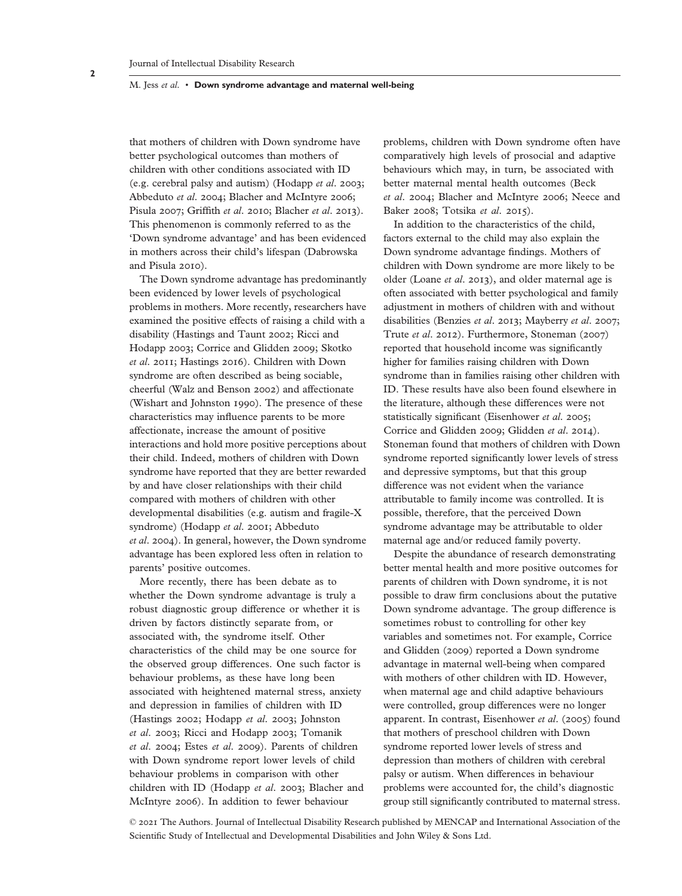that mothers of children with Down syndrome have better psychological outcomes than mothers of children with other conditions associated with ID (e.g. cerebral palsy and autism) (Hodapp *et al.* 2003; Abbeduto *et al.* 2004; Blacher and McIntyre 2006; Pisula 2007; Griffith *et al.* 2010; Blacher *et al.* 2013). This phenomenon is commonly referred to as the 'Down syndrome advantage' and has been evidenced in mothers across their child's lifespan (Dabrowska and Pisula 2010).

The Down syndrome advantage has predominantly been evidenced by lower levels of psychological problems in mothers. More recently, researchers have examined the positive effects of raising a child with a disability (Hastings and Taunt 2002; Ricci and Hodapp 2003; Corrice and Glidden 2009; Skotko *et al.* 2011; Hastings 2016). Children with Down syndrome are often described as being sociable, cheerful (Walz and Benson 2002) and affectionate (Wishart and Johnston 1990). The presence of these characteristics may influence parents to be more affectionate, increase the amount of positive interactions and hold more positive perceptions about their child. Indeed, mothers of children with Down syndrome have reported that they are better rewarded by and have closer relationships with their child compared with mothers of children with other developmental disabilities (e.g. autism and fragile-X syndrome) (Hodapp *et al.* 2001; Abbeduto *et al.* 2004). In general, however, the Down syndrome advantage has been explored less often in relation to parents' positive outcomes.

More recently, there has been debate as to whether the Down syndrome advantage is truly a robust diagnostic group difference or whether it is driven by factors distinctly separate from, or associated with, the syndrome itself. Other characteristics of the child may be one source for the observed group differences. One such factor is behaviour problems, as these have long been associated with heightened maternal stress, anxiety and depression in families of children with ID (Hastings 2002; Hodapp *et al.* 2003; Johnston *et al.* 2003; Ricci and Hodapp 2003; Tomanik *et al.* 2004; Estes *et al.* 2009). Parents of children with Down syndrome report lower levels of child behaviour problems in comparison with other children with ID (Hodapp *et al.* 2003; Blacher and McIntyre 2006). In addition to fewer behaviour problems, children with Down syndrome often have comparatively high levels of prosocial and adaptive behaviours which may, in turn, be associated with better maternal mental health outcomes (Beck *et al.* 2004; Blacher and McIntyre 2006; Neece and Baker 2008; Totsika *et al.* 2015).

In addition to the characteristics of the child, factors external to the child may also explain the Down syndrome advantage findings. Mothers of children with Down syndrome are more likely to be older (Loane *et al.* 2013), and older maternal age is often associated with better psychological and family adjustment in mothers of children with and without disabilities (Benzies *et al.* 2013; Mayberry *et al.* 2007; Trute *et al.* 2012). Furthermore, Stoneman (2007) reported that household income was significantly higher for families raising children with Down syndrome than in families raising other children with ID. These results have also been found elsewhere in the literature, although these differences were not statistically significant (Eisenhower *et al.* 2005; Corrice and Glidden 2009; Glidden *et al.* 2014). Stoneman found that mothers of children with Down syndrome reported significantly lower levels of stress and depressive symptoms, but that this group difference was not evident when the variance attributable to family income was controlled. It is possible, therefore, that the perceived Down syndrome advantage may be attributable to older maternal age and/or reduced family poverty.

Despite the abundance of research demonstrating better mental health and more positive outcomes for parents of children with Down syndrome, it is not possible to draw firm conclusions about the putative Down syndrome advantage. The group difference is sometimes robust to controlling for other key variables and sometimes not. For example, Corrice and Glidden (2009) reported a Down syndrome advantage in maternal well-being when compared with mothers of other children with ID. However, when maternal age and child adaptive behaviours were controlled, group differences were no longer apparent. In contrast, Eisenhower *et al.* (2005) found that mothers of preschool children with Down syndrome reported lower levels of stress and depression than mothers of children with cerebral palsy or autism. When differences in behaviour problems were accounted for, the child's diagnostic group still significantly contributed to maternal stress.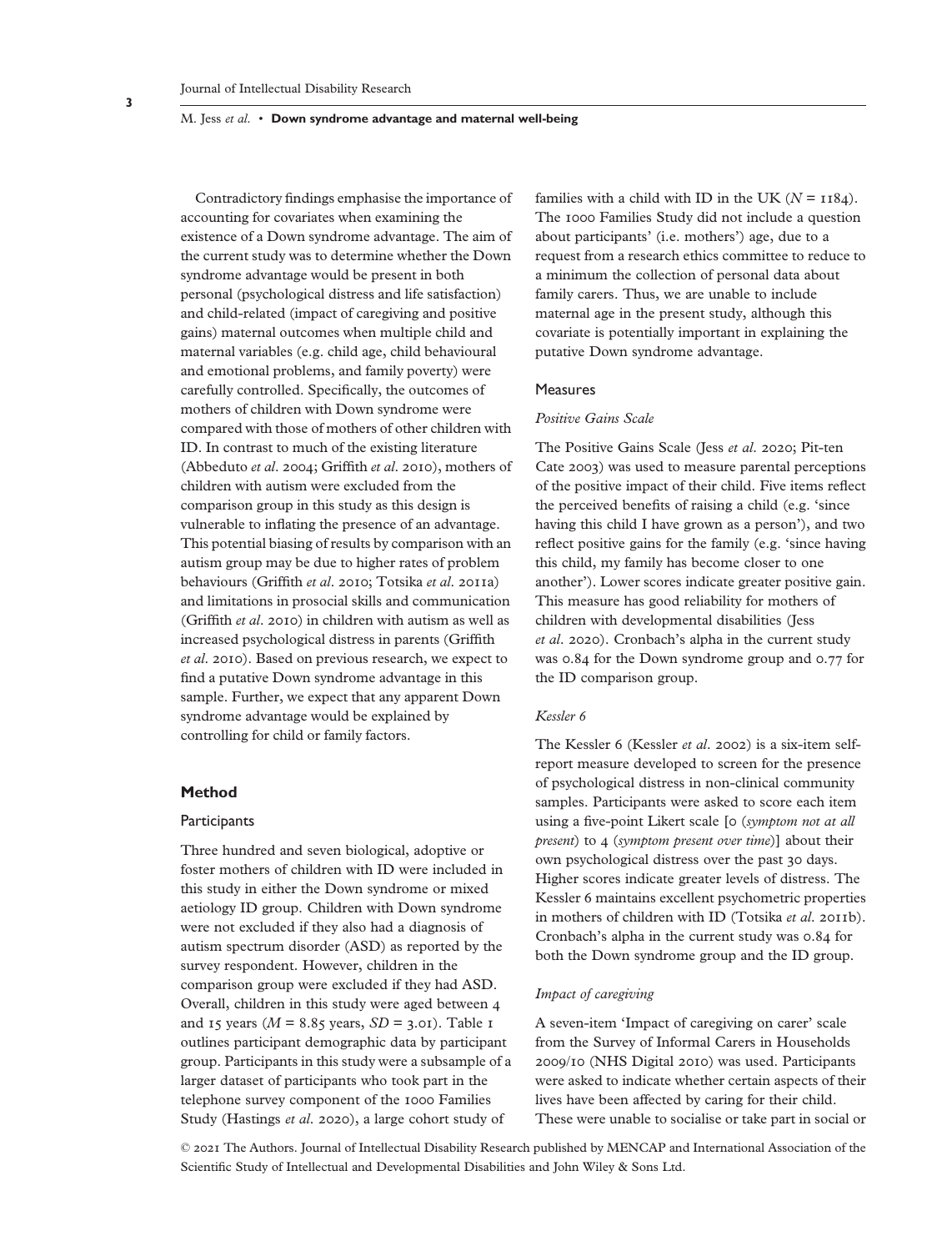Contradictory findings emphasise the importance of accounting for covariates when examining the existence of a Down syndrome advantage. The aim of the current study was to determine whether the Down syndrome advantage would be present in both personal (psychological distress and life satisfaction) and child-related (impact of caregiving and positive gains) maternal outcomes when multiple child and maternal variables (e.g. child age, child behavioural and emotional problems, and family poverty) were carefully controlled. Specifically, the outcomes of mothers of children with Down syndrome were compared with those of mothers of other children with ID. In contrast to much of the existing literature (Abbeduto *et al.* 2004; Griffith *et al.* 2010), mothers of children with autism were excluded from the comparison group in this study as this design is vulnerable to inflating the presence of an advantage. This potential biasing of results by comparison with an autism group may be due to higher rates of problem behaviours (Griffith *et al.* 2010; Totsika *et al.* 2011a) and limitations in prosocial skills and communication (Griffith *et al.* 2010) in children with autism as well as increased psychological distress in parents (Griffith *et al.* 2010). Based on previous research, we expect to find a putative Down syndrome advantage in this sample. Further, we expect that any apparent Down syndrome advantage would be explained by controlling for child or family factors.

## Method

### Participants

Three hundred and seven biological, adoptive or foster mothers of children with ID were included in this study in either the Down syndrome or mixed aetiology ID group. Children with Down syndrome were not excluded if they also had a diagnosis of autism spectrum disorder (ASD) as reported by the survey respondent. However, children in the comparison group were excluded if they had ASD. Overall, children in this study were aged between 4 and 15 years ($M$ = 8.85 years, $SD$ = 3.01). Table 1 outlines participant demographic data by participant group. Participants in this study were a subsample of a larger dataset of participants who took part in the telephone survey component of the 1000 Families Study (Hastings *et al.* 2020), a large cohort study of families with a child with ID in the UK ($N$ = 1184). The 1000 Families Study did not include a question about participants' (i.e. mothers') age, due to a request from a research ethics committee to reduce to a minimum the collection of personal data about family carers. Thus, we are unable to include maternal age in the present study, although this covariate is potentially important in explaining the putative Down syndrome advantage.

### Measures

#### *Positive Gains Scale*

The Positive Gains Scale (Jess *et al.* 2020; Pit-ten Cate 2003) was used to measure parental perceptions of the positive impact of their child. Five items reflect the perceived benefits of raising a child (e.g. 'since having this child I have grown as a person'), and two reflect positive gains for the family (e.g. 'since having this child, my family has become closer to one another'). Lower scores indicate greater positive gain. This measure has good reliability for mothers of children with developmental disabilities (Jess *et al.* 2020). Cronbach's alpha in the current study was 0.84 for the Down syndrome group and 0.77 for the ID comparison group.

#### *Kessler 6*

The Kessler 6 (Kessler *et al.* 2002) is a six-item self-report measure developed to screen for the presence of psychological distress in non-clinical community samples. Participants were asked to score each item using a five-point Likert scale [0 (*symptom not at all present*) to 4 (*symptom present over time*)] about their own psychological distress over the past 30 days. Higher scores indicate greater levels of distress. The Kessler 6 maintains excellent psychometric properties in mothers of children with ID (Totsika *et al.* 2011b). Cronbach's alpha in the current study was 0.84 for both the Down syndrome group and the ID group.

#### *Impact of caregiving*

A seven-item 'Impact of caregiving on carer' scale from the Survey of Informal Carers in Households 2009/10 (NHS Digital 2010) was used. Participants were asked to indicate whether certain aspects of their lives have been affected by caring for their child. These were unable to socialise or take part in social or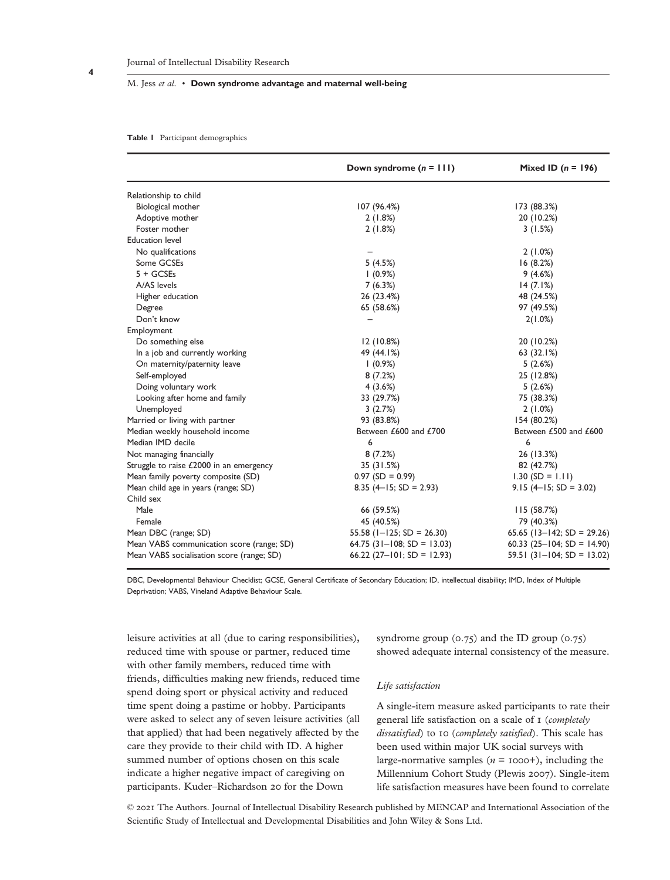**Table 1** Participant demographics

| | Down syndrome ($n$ = 111) | Mixed ID ($n$ = 196) |
|---|---|---|
| Relationship to child | | |
| Biological mother | 107 (96.4%) | 173 (88.3%) |
| Adoptive mother | 2 (1.8%) | 20 (10.2%) |
| Foster mother | 2 (1.8%) | 3 (1.5%) |
| Education level | | |
| No qualifications | – | 2 (1.0%) |
| Some GCSEs | 5 (4.5%) | 16 (8.2%) |
| 5 + GCSEs | 1 (0.9%) | 9 (4.6%) |
| A/AS levels | 7 (6.3%) | 14 (7.1%) |
| Higher education | 26 (23.4%) | 48 (24.5%) |
| Degree | 65 (58.6%) | 97 (49.5%) |
| Don't know | – | 2(1.0%) |
| Employment | | |
| Do something else | 12 (10.8%) | 20 (10.2%) |
| In a job and currently working | 49 (44.1%) | 63 (32.1%) |
| On maternity/paternity leave | 1 (0.9%) | 5 (2.6%) |
| Self-employed | 8 (7.2%) | 25 (12.8%) |
| Doing voluntary work | 4 (3.6%) | 5 (2.6%) |
| Looking after home and family | 33 (29.7%) | 75 (38.3%) |
| Unemployed | 3 (2.7%) | 2 (1.0%) |
| Married or living with partner | 93 (83.8%) | 154 (80.2%) |
| Median weekly household income | Between £600 and £700 | Between £500 and £600 |
| Median IMD decile | 6 | 6 |
| Not managing financially | 8 (7.2%) | 26 (13.3%) |
| Struggle to raise £2000 in an emergency | 35 (31.5%) | 82 (42.7%) |
| Mean family poverty composite (SD) | 0.97 (SD = 0.99) | 1.30 (SD = 1.11) |
| Mean child age in years (range; SD) | 8.35 (4–15; SD = 2.93) | 9.15 (4–15; SD = 3.02) |
| Child sex | | |
| Male | 66 (59.5%) | 115 (58.7%) |
| Female | 45 (40.5%) | 79 (40.3%) |
| Mean DBC (range; SD) | 55.58 (1–125; SD = 26.30) | 65.65 (13–142; SD = 29.26) |
| Mean VABS communication score (range; SD) | 64.75 (31–108; SD = 13.03) | 60.33 (25–104; SD = 14.90) |
| Mean VABS socialisation score (range; SD) | 66.22 (27–101; SD = 12.93) | 59.51 (31–104; SD = 13.02) |

DBC, Developmental Behaviour Checklist; GCSE, General Certificate of Secondary Education; ID, intellectual disability; IMD, Index of Multiple Deprivation; VABS, Vineland Adaptive Behaviour Scale.

leisure activities at all (due to caring responsibilities), reduced time with spouse or partner, reduced time with other family members, reduced time with friends, difficulties making new friends, reduced time spend doing sport or physical activity and reduced time spent doing a pastime or hobby. Participants were asked to select any of seven leisure activities (all that applied) that had been negatively affected by the care they provide to their child with ID. A higher summed number of options chosen on this scale indicate a higher negative impact of caregiving on participants. Kuder–Richardson 20 for the Down syndrome group (0.75) and the ID group (0.75) showed adequate internal consistency of the measure.

*Life satisfaction*

A single-item measure asked participants to rate their general life satisfaction on a scale of 1 (*completely dissatisfied*) to 10 (*completely satisfied*). This scale has been used within major UK social surveys with large-normative samples ($n$ = 1000+), including the Millennium Cohort Study (Plewis 2007). Single-item life satisfaction measures have been found to correlate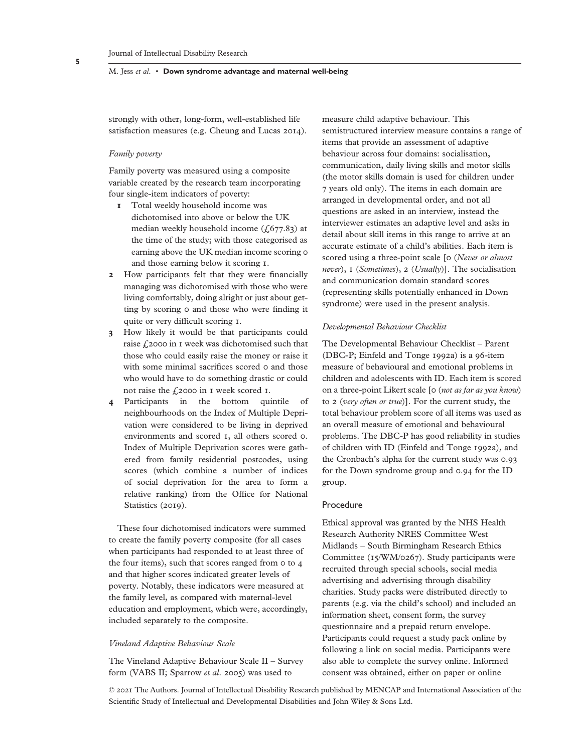strongly with other, long-form, well-established life satisfaction measures (e.g. Cheung and Lucas 2014).

*Family poverty*

Family poverty was measured using a composite variable created by the research team incorporating four single-item indicators of poverty:

1. Total weekly household income was dichotomised into above or below the UK median weekly household income (£677.83) at the time of the study; with those categorised as earning above the UK median income scoring 0 and those earning below it scoring 1.
2. How participants felt that they were financially managing was dichotomised with those who were living comfortably, doing alright or just about getting by scoring 0 and those who were finding it quite or very difficult scoring 1.
3. How likely it would be that participants could raise £2000 in 1 week was dichotomised such that those who could easily raise the money or raise it with some minimal sacrifices scored 0 and those who would have to do something drastic or could not raise the £2000 in 1 week scored 1.
4. Participants in the bottom quintile of neighbourhoods on the Index of Multiple Deprivation were considered to be living in deprived environments and scored 1, all others scored 0. Index of Multiple Deprivation scores were gathered from family residential postcodes, using scores (which combine a number of indices of social deprivation for the area to form a relative ranking) from the Office for National Statistics (2019).

These four dichotomised indicators were summed to create the family poverty composite (for all cases when participants had responded to at least three of the four items), such that scores ranged from 0 to 4 and that higher scores indicated greater levels of poverty. Notably, these indicators were measured at the family level, as compared with maternal-level education and employment, which were, accordingly, included separately to the composite.

*Vineland Adaptive Behaviour Scale*

The Vineland Adaptive Behaviour Scale II – Survey form (VABS II; Sparrow *et al.* 2005) was used to measure child adaptive behaviour. This semistructured interview measure contains a range of items that provide an assessment of adaptive behaviour across four domains: socialisation, communication, daily living skills and motor skills (the motor skills domain is used for children under 7 years old only). The items in each domain are arranged in developmental order, and not all questions are asked in an interview, instead the interviewer estimates an adaptive level and asks in detail about skill items in this range to arrive at an accurate estimate of a child's abilities. Each item is scored using a three-point scale [0 (*Never or almost never*), 1 (*Sometimes*), 2 (*Usually*)]. The socialisation and communication domain standard scores (representing skills potentially enhanced in Down syndrome) were used in the present analysis.

*Developmental Behaviour Checklist*

The Developmental Behaviour Checklist – Parent (DBC-P; Einfeld and Tonge 1992a) is a 96-item measure of behavioural and emotional problems in children and adolescents with ID. Each item is scored on a three-point Likert scale [0 (*not as far as you know*) to 2 (*very often or true*)]. For the current study, the total behaviour problem score of all items was used as an overall measure of emotional and behavioural problems. The DBC-P has good reliability in studies of children with ID (Einfeld and Tonge 1992a), and the Cronbach's alpha for the current study was 0.93 for the Down syndrome group and 0.94 for the ID group.

## Procedure

Ethical approval was granted by the NHS Health Research Authority NRES Committee West Midlands – South Birmingham Research Ethics Committee (15/WM/0267). Study participants were recruited through special schools, social media advertising and advertising through disability charities. Study packs were distributed directly to parents (e.g. via the child's school) and included an information sheet, consent form, the survey questionnaire and a prepaid return envelope. Participants could request a study pack online by following a link on social media. Participants were also able to complete the survey online. Informed consent was obtained, either on paper or online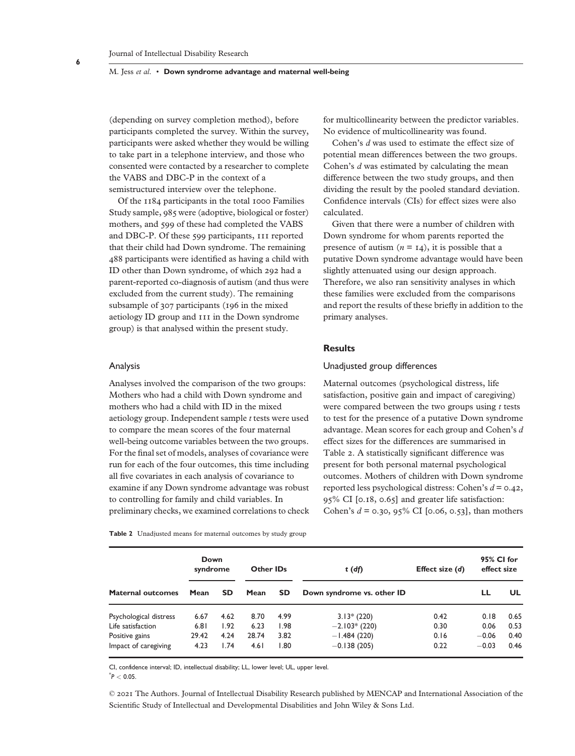(depending on survey completion method), before participants completed the survey. Within the survey, participants were asked whether they would be willing to take part in a telephone interview, and those who consented were contacted by a researcher to complete the VABS and DBC-P in the context of a semistructured interview over the telephone.

Of the 1184 participants in the total 1000 Families Study sample, 985 were (adoptive, biological or foster) mothers, and 599 of these had completed the VABS and DBC-P. Of these 599 participants, 111 reported that their child had Down syndrome. The remaining 488 participants were identified as having a child with ID other than Down syndrome, of which 292 had a parent-reported co-diagnosis of autism (and thus were excluded from the current study). The remaining subsample of 307 participants (196 in the mixed aetiology ID group and 111 in the Down syndrome group) is that analysed within the present study.

### Analysis

Analyses involved the comparison of the two groups: Mothers who had a child with Down syndrome and mothers who had a child with ID in the mixed aetiology group. Independent sample *t* tests were used to compare the mean scores of the four maternal well-being outcome variables between the two groups. For the final set of models, analyses of covariance were run for each of the four outcomes, this time including all five covariates in each analysis of covariance to examine if any Down syndrome advantage was robust to controlling for family and child variables. In preliminary checks, we examined correlations to check for multicollinearity between the predictor variables. No evidence of multicollinearity was found.

Cohen's *d* was used to estimate the effect size of potential mean differences between the two groups. Cohen's *d* was estimated by calculating the mean difference between the two study groups, and then dividing the result by the pooled standard deviation. Confidence intervals (CIs) for effect sizes were also calculated.

Given that there were a number of children with Down syndrome for whom parents reported the presence of autism ($n = 14$), it is possible that a putative Down syndrome advantage would have been slightly attenuated using our design approach. Therefore, we also ran sensitivity analyses in which these families were excluded from the comparisons and report the results of these briefly in addition to the primary analyses.

## Results

### Unadjusted group differences

Maternal outcomes (psychological distress, life satisfaction, positive gain and impact of caregiving) were compared between the two groups using *t* tests to test for the presence of a putative Down syndrome advantage. Mean scores for each group and Cohen's *d* effect sizes for the differences are summarised in Table 2. A statistically significant difference was present for both personal maternal psychological outcomes. Mothers of children with Down syndrome reported less psychological distress: Cohen's $d = 0.42$, 95% CI [0.18, 0.65] and greater life satisfaction: Cohen's $d = 0.30$, 95% CI [0.06, 0.53], than mothers

**Table 2** Unadjusted means for maternal outcomes by study group

| | Down syndrome | | Other IDs | | $t$ ($df$) | Effect size ($d$) | 95% CI for effect size | |
|---|---|---|---|---|---|---|---|---|
| **Maternal outcomes** | **Mean** | **SD** | **Mean** | **SD** | **Down syndrome vs. other ID** | | **LL** | **UL** |
| Psychological distress | 6.67 | 4.62 | 8.70 | 4.99 | 3.13* (220) | 0.42 | 0.18 | 0.65 |
| Life satisfaction | 6.81 | 1.92 | 6.23 | 1.98 | −2.103* (220) | 0.30 | 0.06 | 0.53 |
| Positive gains | 29.42 | 4.24 | 28.74 | 3.82 | −1.484 (220) | 0.16 | −0.06 | 0.40 |
| Impact of caregiving | 4.23 | 1.74 | 4.61 | 1.80 | −0.138 (205) | 0.22 | −0.03 | 0.46 |

CI, confidence interval; ID, intellectual disability; LL, lower level; UL, upper level.
*$P < 0.05$.

© 2021 The Authors. Journal of Intellectual Disability Research published by MENCAP and International Association of the Scientific Study of Intellectual and Developmental Disabilities and John Wiley & Sons Ltd.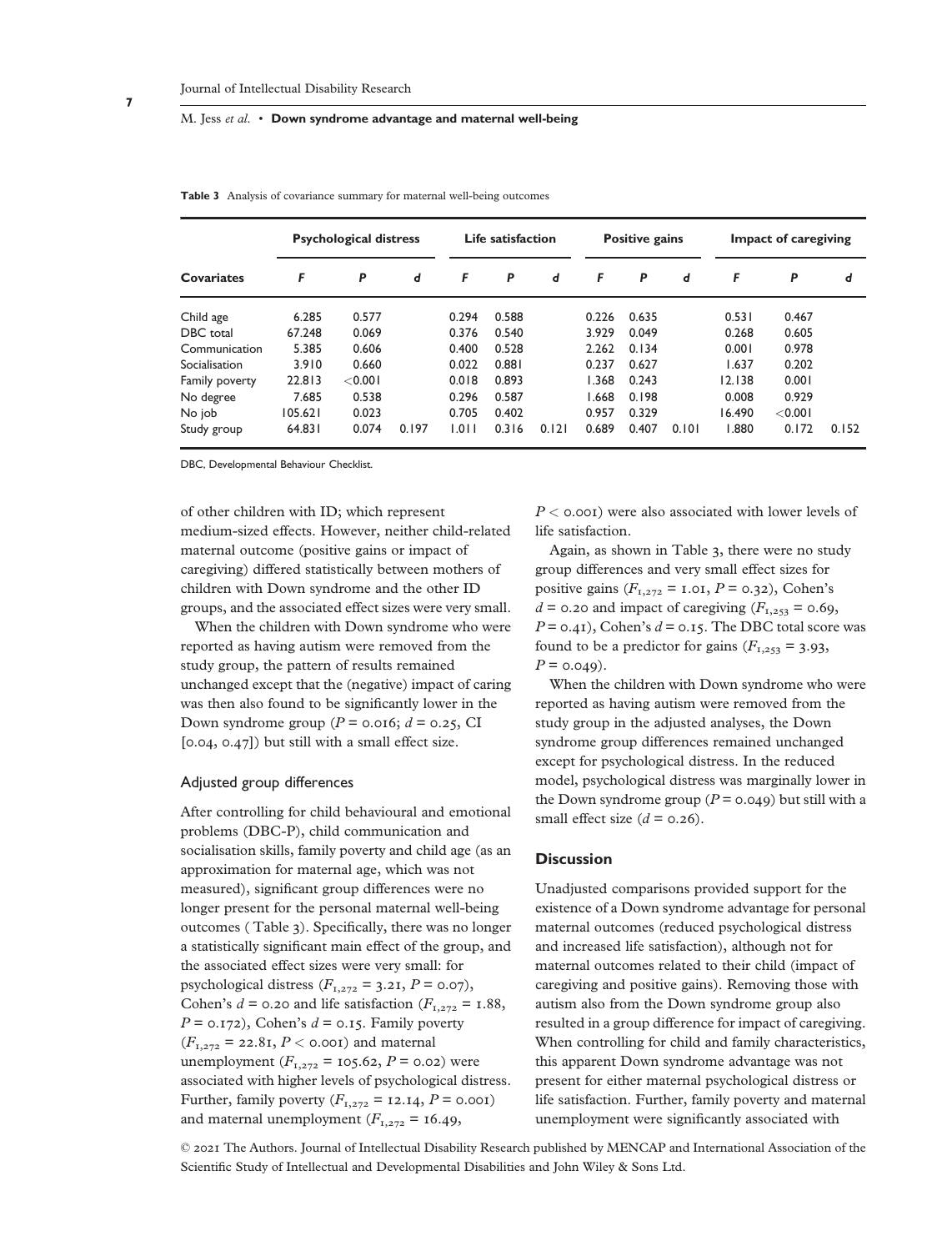**Table 3** Analysis of covariance summary for maternal well-being outcomes

| Covariates | Psychological distress | | | Life satisfaction | | | Positive gains | | | Impact of caregiving | | |
|---|---|---|---|---|---|---|---|---|---|---|---|---|
| | *F* | *P* | *d* | *F* | *P* | *d* | *F* | *P* | *d* | *F* | *P* | *d* |
| Child age | 6.285 | 0.577 | | 0.294 | 0.588 | | 0.226 | 0.635 | | 0.531 | 0.467 | |
| DBC total | 67.248 | 0.069 | | 0.376 | 0.540 | | 3.929 | 0.049 | | 0.268 | 0.605 | |
| Communication | 5.385 | 0.606 | | 0.400 | 0.528 | | 2.262 | 0.134 | | 0.001 | 0.978 | |
| Socialisation | 3.910 | 0.660 | | 0.022 | 0.881 | | 0.237 | 0.627 | | 1.637 | 0.202 | |
| Family poverty | 22.813 | <0.001 | | 0.018 | 0.893 | | 1.368 | 0.243 | | 12.138 | 0.001 | |
| No degree | 7.685 | 0.538 | | 0.296 | 0.587 | | 1.668 | 0.198 | | 0.008 | 0.929 | |
| No job | 105.621 | 0.023 | | 0.705 | 0.402 | | 0.957 | 0.329 | | 16.490 | <0.001 | |
| Study group | 64.831 | 0.074 | 0.197 | 1.011 | 0.316 | 0.121 | 0.689 | 0.407 | 0.101 | 1.880 | 0.172 | 0.152 |

DBC, Developmental Behaviour Checklist.

of other children with ID; which represent medium-sized effects. However, neither child-related maternal outcome (positive gains or impact of caregiving) differed statistically between mothers of children with Down syndrome and the other ID groups, and the associated effect sizes were very small.

When the children with Down syndrome who were reported as having autism were removed from the study group, the pattern of results remained unchanged except that the (negative) impact of caring was then also found to be significantly lower in the Down syndrome group ($P = 0.016$; $d = 0.25$, CI [0.04, 0.47]) but still with a small effect size.

### Adjusted group differences

After controlling for child behavioural and emotional problems (DBC-P), child communication and socialisation skills, family poverty and child age (as an approximation for maternal age, which was not measured), significant group differences were no longer present for the personal maternal well-being outcomes ( Table 3). Specifically, there was no longer a statistically significant main effect of the group, and the associated effect sizes were very small: for psychological distress ($F_{1,272} = 3.21$, $P = 0.07$), Cohen's $d = 0.20$ and life satisfaction ($F_{1,272} = 1.88$, $P = 0.172$), Cohen's $d = 0.15$. Family poverty ($F_{1,272} = 22.81$, $P < 0.001$) and maternal unemployment ($F_{1,272} = 105.62$, $P = 0.02$) were associated with higher levels of psychological distress. Further, family poverty ($F_{1,272} = 12.14$, $P = 0.001$) and maternal unemployment ($F_{1,272} = 16.49$, $P < 0.001$) were also associated with lower levels of life satisfaction.

Again, as shown in Table 3, there were no study group differences and very small effect sizes for positive gains ($F_{1,272} = 1.01$, $P = 0.32$), Cohen's $d = 0.20$ and impact of caregiving ($F_{1,253} = 0.69$, $P = 0.41$), Cohen's $d = 0.15$. The DBC total score was found to be a predictor for gains ($F_{1,253} = 3.93$, $P = 0.049$).

When the children with Down syndrome who were reported as having autism were removed from the study group in the adjusted analyses, the Down syndrome group differences remained unchanged except for psychological distress. In the reduced model, psychological distress was marginally lower in the Down syndrome group ($P = 0.049$) but still with a small effect size ($d = 0.26$).

## Discussion

Unadjusted comparisons provided support for the existence of a Down syndrome advantage for personal maternal outcomes (reduced psychological distress and increased life satisfaction), although not for maternal outcomes related to their child (impact of caregiving and positive gains). Removing those with autism also from the Down syndrome group also resulted in a group difference for impact of caregiving. When controlling for child and family characteristics, this apparent Down syndrome advantage was not present for either maternal psychological distress or life satisfaction. Further, family poverty and maternal unemployment were significantly associated with

© 2021 The Authors. Journal of Intellectual Disability Research published by MENCAP and International Association of the Scientific Study of Intellectual and Developmental Disabilities and John Wiley & Sons Ltd.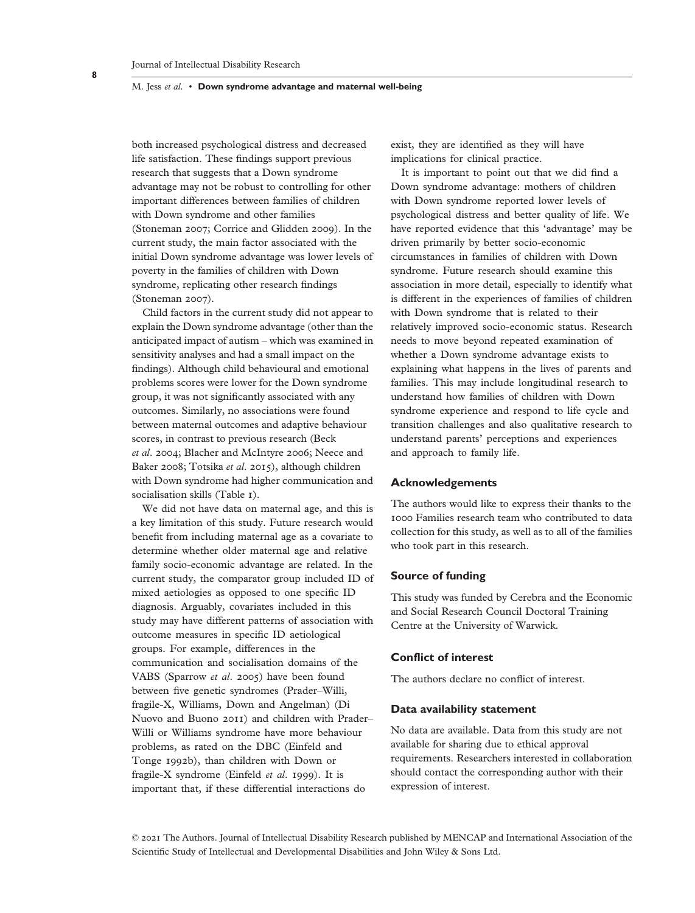both increased psychological distress and decreased life satisfaction. These findings support previous research that suggests that a Down syndrome advantage may not be robust to controlling for other important differences between families of children with Down syndrome and other families (Stoneman 2007; Corrice and Glidden 2009). In the current study, the main factor associated with the initial Down syndrome advantage was lower levels of poverty in the families of children with Down syndrome, replicating other research findings (Stoneman 2007).

Child factors in the current study did not appear to explain the Down syndrome advantage (other than the anticipated impact of autism – which was examined in sensitivity analyses and had a small impact on the findings). Although child behavioural and emotional problems scores were lower for the Down syndrome group, it was not significantly associated with any outcomes. Similarly, no associations were found between maternal outcomes and adaptive behaviour scores, in contrast to previous research (Beck *et al*. 2004; Blacher and McIntyre 2006; Neece and Baker 2008; Totsika *et al*. 2015), although children with Down syndrome had higher communication and socialisation skills (Table 1).

We did not have data on maternal age, and this is a key limitation of this study. Future research would benefit from including maternal age as a covariate to determine whether older maternal age and relative family socio-economic advantage are related. In the current study, the comparator group included ID of mixed aetiologies as opposed to one specific ID diagnosis. Arguably, covariates included in this study may have different patterns of association with outcome measures in specific ID aetiological groups. For example, differences in the communication and socialisation domains of the VABS (Sparrow *et al*. 2005) have been found between five genetic syndromes (Prader–Willi, fragile-X, Williams, Down and Angelman) (Di Nuovo and Buono 2011) and children with Prader–Willi or Williams syndrome have more behaviour problems, as rated on the DBC (Einfeld and Tonge 1992b), than children with Down or fragile-X syndrome (Einfeld *et al*. 1999). It is important that, if these differential interactions do exist, they are identified as they will have implications for clinical practice.

It is important to point out that we did find a Down syndrome advantage: mothers of children with Down syndrome reported lower levels of psychological distress and better quality of life. We have reported evidence that this 'advantage' may be driven primarily by better socio-economic circumstances in families of children with Down syndrome. Future research should examine this association in more detail, especially to identify what is different in the experiences of families of children with Down syndrome that is related to their relatively improved socio-economic status. Research needs to move beyond repeated examination of whether a Down syndrome advantage exists to explaining what happens in the lives of parents and families. This may include longitudinal research to understand how families of children with Down syndrome experience and respond to life cycle and transition challenges and also qualitative research to understand parents' perceptions and experiences and approach to family life.

## Acknowledgements

The authors would like to express their thanks to the 1000 Families research team who contributed to data collection for this study, as well as to all of the families who took part in this research.

## Source of funding

This study was funded by Cerebra and the Economic and Social Research Council Doctoral Training Centre at the University of Warwick.

## Conflict of interest

The authors declare no conflict of interest.

## Data availability statement

No data are available. Data from this study are not available for sharing due to ethical approval requirements. Researchers interested in collaboration should contact the corresponding author with their expression of interest.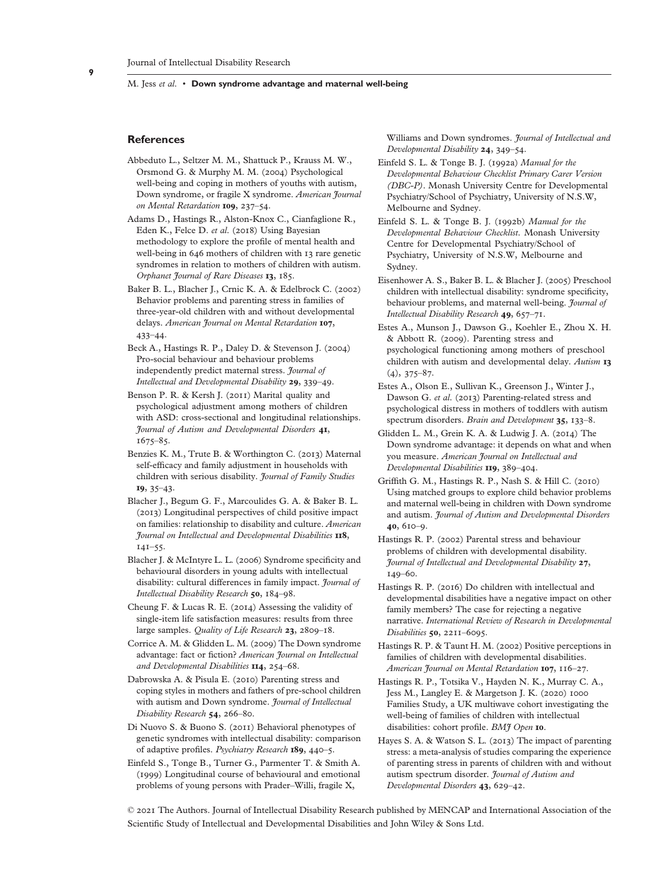## References

Abbeduto L., Seltzer M. M., Shattuck P., Krauss M. W., Orsmond G. & Murphy M. M. (2004) Psychological well-being and coping in mothers of youths with autism, Down syndrome, or fragile X syndrome. *American Journal on Mental Retardation* **109**, 237–54.

Adams D., Hastings R., Alston-Knox C., Cianfaglione R., Eden K., Felce D. *et al.* (2018) Using Bayesian methodology to explore the profile of mental health and well-being in 646 mothers of children with 13 rare genetic syndromes in relation to mothers of children with autism. *Orphanet Journal of Rare Diseases* **13**, 185.

Baker B. L., Blacher J., Crnic K. A. & Edelbrock C. (2002) Behavior problems and parenting stress in families of three-year-old children with and without developmental delays. *American Journal on Mental Retardation* **107**, 433–44.

Beck A., Hastings R. P., Daley D. & Stevenson J. (2004) Pro-social behaviour and behaviour problems independently predict maternal stress. *Journal of Intellectual and Developmental Disability* **29**, 339–49.

Benson P. R. & Kersh J. (2011) Marital quality and psychological adjustment among mothers of children with ASD: cross-sectional and longitudinal relationships. *Journal of Autism and Developmental Disorders* **41**, 1675–85.

Benzies K. M., Trute B. & Worthington C. (2013) Maternal self-efficacy and family adjustment in households with children with serious disability. *Journal of Family Studies* **19**, 35–43.

Blacher J., Begum G. F., Marcoulides G. A. & Baker B. L. (2013) Longitudinal perspectives of child positive impact on families: relationship to disability and culture. *American Journal on Intellectual and Developmental Disabilities* **118**, 141–55.

Blacher J. & McIntyre L. L. (2006) Syndrome specificity and behavioural disorders in young adults with intellectual disability: cultural differences in family impact. *Journal of Intellectual Disability Research* **50**, 184–98.

Cheung F. & Lucas R. E. (2014) Assessing the validity of single-item life satisfaction measures: results from three large samples. *Quality of Life Research* **23**, 2809–18.

Corrice A. M. & Glidden L. M. (2009) The Down syndrome advantage: fact or fiction? *American Journal on Intellectual and Developmental Disabilities* **114**, 254–68.

Dabrowska A. & Pisula E. (2010) Parenting stress and coping styles in mothers and fathers of pre-school children with autism and Down syndrome. *Journal of Intellectual Disability Research* **54**, 266–80.

Di Nuovo S. & Buono S. (2011) Behavioral phenotypes of genetic syndromes with intellectual disability: comparison of adaptive profiles. *Psychiatry Research* **189**, 440–5.

Einfeld S., Tonge B., Turner G., Parmenter T. & Smith A. (1999) Longitudinal course of behavioural and emotional problems of young persons with Prader–Willi, fragile X, Williams and Down syndromes. *Journal of Intellectual and Developmental Disability* **24**, 349–54.

Einfeld S. L. & Tonge B. J. (1992a) *Manual for the Developmental Behaviour Checklist Primary Carer Version (DBC-P)*. Monash University Centre for Developmental Psychiatry/School of Psychiatry, University of N.S.W, Melbourne and Sydney.

Einfeld S. L. & Tonge B. J. (1992b) *Manual for the Developmental Behaviour Checklist*. Monash University Centre for Developmental Psychiatry/School of Psychiatry, University of N.S.W, Melbourne and Sydney.

Eisenhower A. S., Baker B. L. & Blacher J. (2005) Preschool children with intellectual disability: syndrome specificity, behaviour problems, and maternal well-being. *Journal of Intellectual Disability Research* **49**, 657–71.

Estes A., Munson J., Dawson G., Koehler E., Zhou X. H. & Abbott R. (2009). Parenting stress and psychological functioning among mothers of preschool children with autism and developmental delay. *Autism* **13** (4), 375–87.

Estes A., Olson E., Sullivan K., Greenson J., Winter J., Dawson G. *et al.* (2013) Parenting-related stress and psychological distress in mothers of toddlers with autism spectrum disorders. *Brain and Development* **35**, 133–8.

Glidden L. M., Grein K. A. & Ludwig J. A. (2014) The Down syndrome advantage: it depends on what and when you measure. *American Journal on Intellectual and Developmental Disabilities* **119**, 389–404.

Griffith G. M., Hastings R. P., Nash S. & Hill C. (2010) Using matched groups to explore child behavior problems and maternal well-being in children with Down syndrome and autism. *Journal of Autism and Developmental Disorders* **40**, 610–9.

Hastings R. P. (2002) Parental stress and behaviour problems of children with developmental disability. *Journal of Intellectual and Developmental Disability* **27**, 149–60.

Hastings R. P. (2016) Do children with intellectual and developmental disabilities have a negative impact on other family members? The case for rejecting a negative narrative. *International Review of Research in Developmental Disabilities* **50**, 2211–6095.

Hastings R. P. & Taunt H. M. (2002) Positive perceptions in families of children with developmental disabilities. *American Journal on Mental Retardation* **107**, 116–27.

Hastings R. P., Totsika V., Hayden N. K., Murray C. A., Jess M., Langley E. & Margetson J. K. (2020) 1000 Families Study, a UK multiwave cohort investigating the well-being of families of children with intellectual disabilities: cohort profile. *BMJ Open* **10**.

Hayes S. A. & Watson S. L. (2013) The impact of parenting stress: a meta-analysis of studies comparing the experience of parenting stress in parents of children with and without autism spectrum disorder. *Journal of Autism and Developmental Disorders* **43**, 629–42.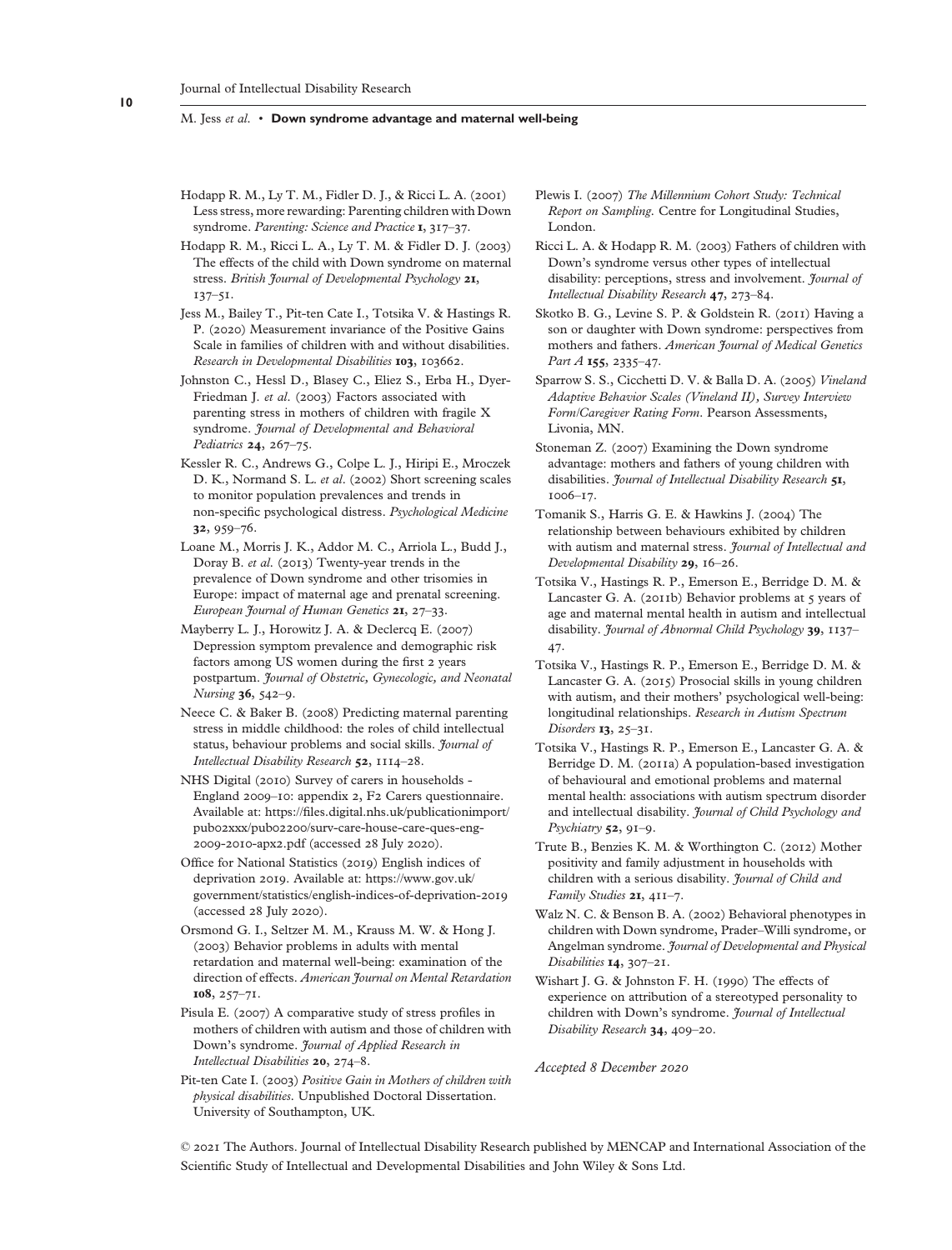Hodapp R. M., Ly T. M., Fidler D. J., & Ricci L. A. (2001) Less stress, more rewarding: Parenting children with Down syndrome. *Parenting: Science and Practice* **1**, 317–37.

Hodapp R. M., Ricci L. A., Ly T. M. & Fidler D. J. (2003) The effects of the child with Down syndrome on maternal stress. *British Journal of Developmental Psychology* **21**, 137–51.

Jess M., Bailey T., Pit-ten Cate I., Totsika V. & Hastings R. P. (2020) Measurement invariance of the Positive Gains Scale in families of children with and without disabilities. *Research in Developmental Disabilities* **103**, 103662.

Johnston C., Hessl D., Blasey C., Eliez S., Erba H., Dyer-Friedman J. *et al.* (2003) Factors associated with parenting stress in mothers of children with fragile X syndrome. *Journal of Developmental and Behavioral Pediatrics* **24**, 267–75.

Kessler R. C., Andrews G., Colpe L. J., Hiripi E., Mroczek D. K., Normand S. L. *et al.* (2002) Short screening scales to monitor population prevalences and trends in non-specific psychological distress. *Psychological Medicine* **32**, 959–76.

Loane M., Morris J. K., Addor M. C., Arriola L., Budd J., Doray B. *et al.* (2013) Twenty-year trends in the prevalence of Down syndrome and other trisomies in Europe: impact of maternal age and prenatal screening. *European Journal of Human Genetics* **21**, 27–33.

Mayberry L. J., Horowitz J. A. & Declercq E. (2007) Depression symptom prevalence and demographic risk factors among US women during the first 2 years postpartum. *Journal of Obstetric, Gynecologic, and Neonatal Nursing* **36**, 542–9.

Neece C. & Baker B. (2008) Predicting maternal parenting stress in middle childhood: the roles of child intellectual status, behaviour problems and social skills. *Journal of Intellectual Disability Research* **52**, 1114–28.

NHS Digital (2010) Survey of carers in households - England 2009–10: appendix 2, F2 Carers questionnaire. Available at: https://files.digital.nhs.uk/publicationimport/pub02xxx/pub02200/surv-care-house-care-ques-eng-2009-2010-apx2.pdf (accessed 28 July 2020).

Office for National Statistics (2019) English indices of deprivation 2019. Available at: https://www.gov.uk/government/statistics/english-indices-of-deprivation-2019 (accessed 28 July 2020).

Orsmond G. I., Seltzer M. M., Krauss M. W. & Hong J. (2003) Behavior problems in adults with mental retardation and maternal well-being: examination of the direction of effects. *American Journal on Mental Retardation* **108**, 257–71.

Pisula E. (2007) A comparative study of stress profiles in mothers of children with autism and those of children with Down's syndrome. *Journal of Applied Research in Intellectual Disabilities* **20**, 274–8.

Pit-ten Cate I. (2003) *Positive Gain in Mothers of children with physical disabilities*. Unpublished Doctoral Dissertation. University of Southampton, UK.

Plewis I. (2007) *The Millennium Cohort Study: Technical Report on Sampling*. Centre for Longitudinal Studies, London.

Ricci L. A. & Hodapp R. M. (2003) Fathers of children with Down's syndrome versus other types of intellectual disability: perceptions, stress and involvement. *Journal of Intellectual Disability Research* **47**, 273–84.

Skotko B. G., Levine S. P. & Goldstein R. (2011) Having a son or daughter with Down syndrome: perspectives from mothers and fathers. *American Journal of Medical Genetics Part A* **155**, 2335–47.

Sparrow S. S., Cicchetti D. V. & Balla D. A. (2005) *Vineland Adaptive Behavior Scales (Vineland II), Survey Interview Form/Caregiver Rating Form*. Pearson Assessments, Livonia, MN.

Stoneman Z. (2007) Examining the Down syndrome advantage: mothers and fathers of young children with disabilities. *Journal of Intellectual Disability Research* **51**, 1006–17.

Tomanik S., Harris G. E. & Hawkins J. (2004) The relationship between behaviours exhibited by children with autism and maternal stress. *Journal of Intellectual and Developmental Disability* **29**, 16–26.

Totsika V., Hastings R. P., Emerson E., Berridge D. M. & Lancaster G. A. (2011b) Behavior problems at 5 years of age and maternal mental health in autism and intellectual disability. *Journal of Abnormal Child Psychology* **39**, 1137–47.

Totsika V., Hastings R. P., Emerson E., Berridge D. M. & Lancaster G. A. (2015) Prosocial skills in young children with autism, and their mothers' psychological well-being: longitudinal relationships. *Research in Autism Spectrum Disorders* **13**, 25–31.

Totsika V., Hastings R. P., Emerson E., Lancaster G. A. & Berridge D. M. (2011a) A population-based investigation of behavioural and emotional problems and maternal mental health: associations with autism spectrum disorder and intellectual disability. *Journal of Child Psychology and Psychiatry* **52**, 91–9.

Trute B., Benzies K. M. & Worthington C. (2012) Mother positivity and family adjustment in households with children with a serious disability. *Journal of Child and Family Studies* **21**, 411–7.

Walz N. C. & Benson B. A. (2002) Behavioral phenotypes in children with Down syndrome, Prader–Willi syndrome, or Angelman syndrome. *Journal of Developmental and Physical Disabilities* **14**, 307–21.

Wishart J. G. & Johnston F. H. (1990) The effects of experience on attribution of a stereotyped personality to children with Down's syndrome. *Journal of Intellectual Disability Research* **34**, 409–20.

*Accepted 8 December 2020*